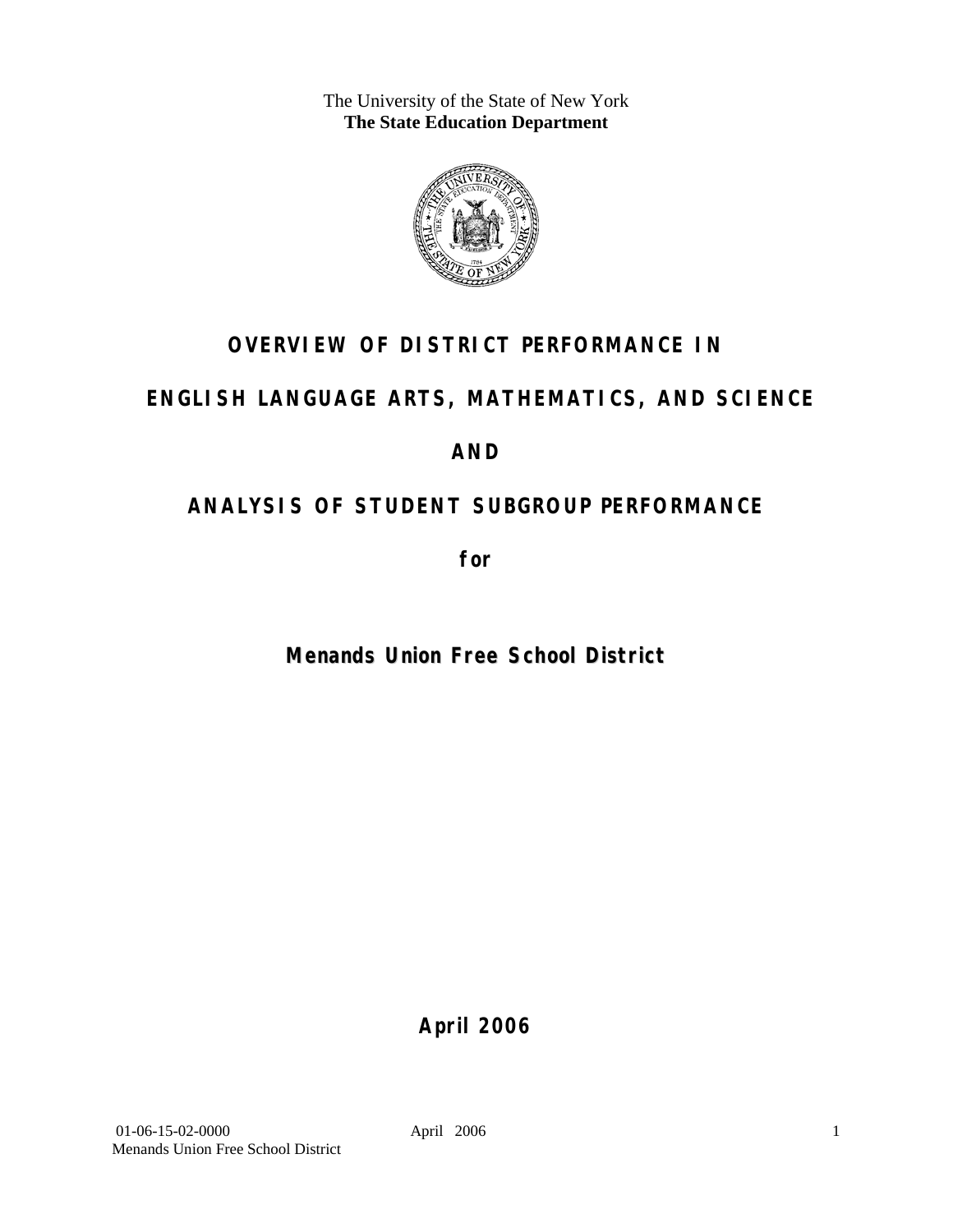The University of the State of New York
**The State Education Department**

# OVERVIEW OF DISTRICT PERFORMANCE IN

# ENGLISH LANGUAGE ARTS, MATHEMATICS, AND SCIENCE

# AND

# ANALYSIS OF STUDENT SUBGROUP PERFORMANCE

**for**

**Menands Union Free School District**

**April 2006**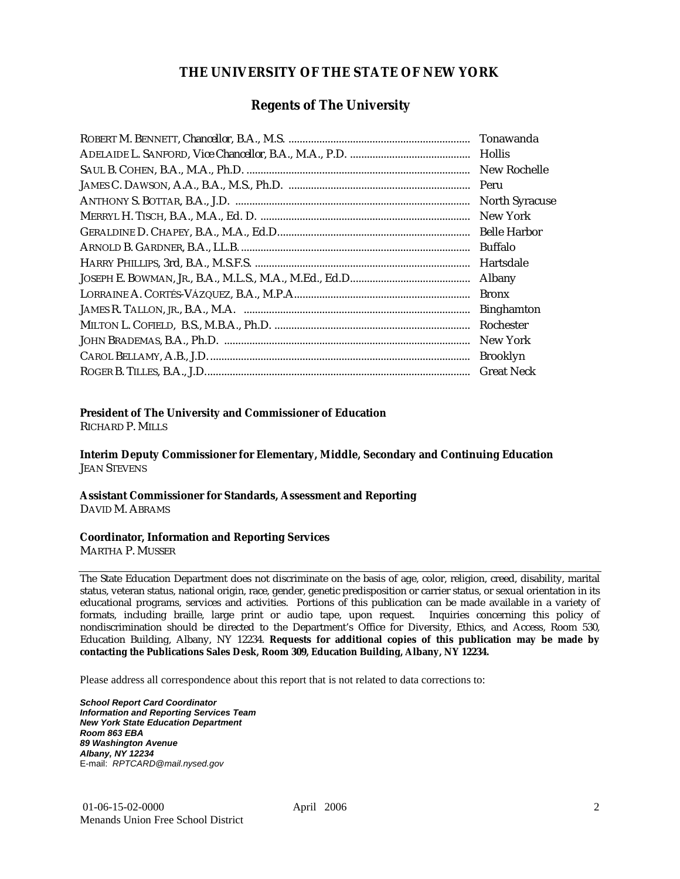# THE UNIVERSITY OF THE STATE OF NEW YORK

## Regents of The University

| | |
|---|---|
| ROBERT M. BENNETT, Chancellor, B.A., M.S. | Tonawanda |
| ADELAIDE L. SANFORD, Vice Chancellor, B.A., M.A., P.D. | Hollis |
| SAUL B. COHEN, B.A., M.A., Ph.D. | New Rochelle |
| JAMES C. DAWSON, A.A., B.A., M.S., Ph.D. | Peru |
| ANTHONY S. BOTTAR, B.A., J.D. | North Syracuse |
| MERRYL H. TISCH, B.A., M.A., Ed. D. | New York |
| GERALDINE D. CHAPEY, B.A., M.A., Ed.D. | Belle Harbor |
| ARNOLD B. GARDNER, B.A., LL.B. | Buffalo |
| HARRY PHILLIPS, 3rd, B.A., M.S.F.S. | Hartsdale |
| JOSEPH E. BOWMAN, JR., B.A., M.L.S., M.A., M.Ed., Ed.D. | Albany |
| LORRAINE A. CORTÉS-VÁZQUEZ, B.A., M.P.A. | Bronx |
| JAMES R. TALLON, JR., B.A., M.A. | Binghamton |
| MILTON L. COFIELD, B.S., M.B.A., Ph.D. | Rochester |
| JOHN BRADEMAS, B.A., Ph.D. | New York |
| CAROL BELLAMY, A.B., J.D. | Brooklyn |
| ROGER B. TILLES, B.A., J.D. | Great Neck |

**President of The University and Commissioner of Education**
RICHARD P. MILLS

**Interim Deputy Commissioner for Elementary, Middle, Secondary and Continuing Education**
JEAN STEVENS

**Assistant Commissioner for Standards, Assessment and Reporting**
DAVID M. ABRAMS

**Coordinator, Information and Reporting Services**
MARTHA P. MUSSER

---

The State Education Department does not discriminate on the basis of age, color, religion, creed, disability, marital status, veteran status, national origin, race, gender, genetic predisposition or carrier status, or sexual orientation in its educational programs, services and activities. Portions of this publication can be made available in a variety of formats, including braille, large print or audio tape, upon request. Inquiries concerning this policy of nondiscrimination should be directed to the Department's Office for Diversity, Ethics, and Access, Room 530, Education Building, Albany, NY 12234. **Requests for additional copies of this publication may be made by contacting the Publications Sales Desk, Room 309, Education Building, Albany, NY 12234.**

Please address all correspondence about this report that is not related to data corrections to:

***School Report Card Coordinator***
***Information and Reporting Services Team***
***New York State Education Department***
***Room 863 EBA***
***89 Washington Avenue***
***Albany, NY 12234***
E-mail: *RPTCARD@mail.nysed.gov*

01-06-15-02-0000 April 2006
Menands Union Free School District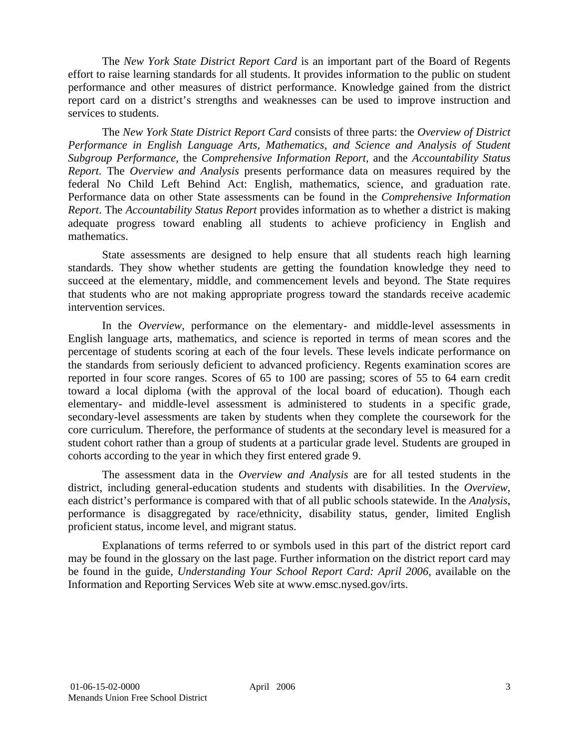The *New York State District Report Card* is an important part of the Board of Regents effort to raise learning standards for all students. It provides information to the public on student performance and other measures of district performance. Knowledge gained from the district report card on a district's strengths and weaknesses can be used to improve instruction and services to students.

The *New York State District Report Card* consists of three parts: the *Overview of District Performance in English Language Arts, Mathematics, and Science and Analysis of Student Subgroup Performance,* the *Comprehensive Information Report,* and the *Accountability Status Report.* The *Overview and Analysis* presents performance data on measures required by the federal No Child Left Behind Act: English, mathematics, science, and graduation rate. Performance data on other State assessments can be found in the *Comprehensive Information Report*. The *Accountability Status Report* provides information as to whether a district is making adequate progress toward enabling all students to achieve proficiency in English and mathematics.

State assessments are designed to help ensure that all students reach high learning standards. They show whether students are getting the foundation knowledge they need to succeed at the elementary, middle, and commencement levels and beyond. The State requires that students who are not making appropriate progress toward the standards receive academic intervention services.

In the *Overview*, performance on the elementary- and middle-level assessments in English language arts, mathematics, and science is reported in terms of mean scores and the percentage of students scoring at each of the four levels. These levels indicate performance on the standards from seriously deficient to advanced proficiency. Regents examination scores are reported in four score ranges. Scores of 65 to 100 are passing; scores of 55 to 64 earn credit toward a local diploma (with the approval of the local board of education). Though each elementary- and middle-level assessment is administered to students in a specific grade, secondary-level assessments are taken by students when they complete the coursework for the core curriculum. Therefore, the performance of students at the secondary level is measured for a student cohort rather than a group of students at a particular grade level. Students are grouped in cohorts according to the year in which they first entered grade 9.

The assessment data in the *Overview and Analysis* are for all tested students in the district, including general-education students and students with disabilities. In the *Overview*, each district's performance is compared with that of all public schools statewide. In the *Analysis*, performance is disaggregated by race/ethnicity, disability status, gender, limited English proficient status, income level, and migrant status.

Explanations of terms referred to or symbols used in this part of the district report card may be found in the glossary on the last page. Further information on the district report card may be found in the guide, *Understanding Your School Report Card: April 2006*, available on the Information and Reporting Services Web site at www.emsc.nysed.gov/irts.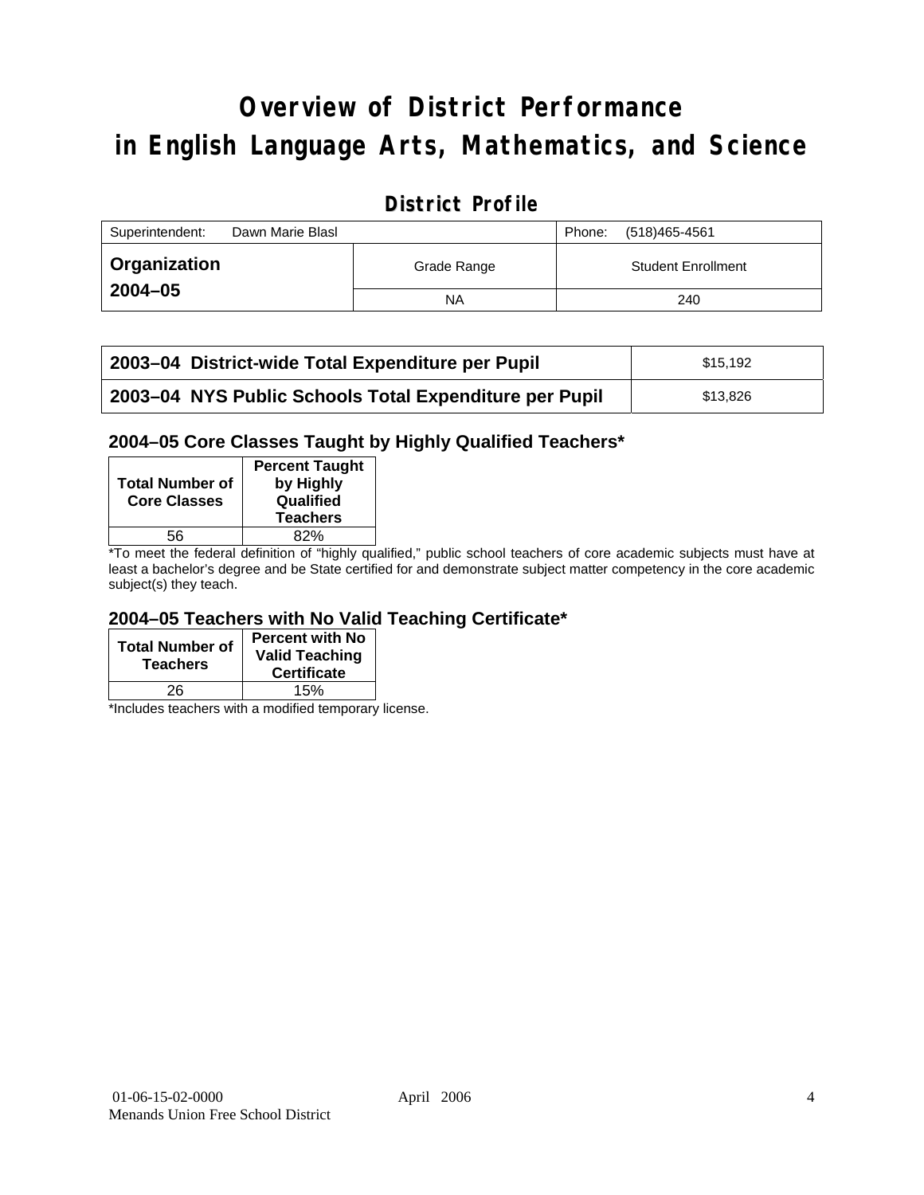# Overview of District Performance in English Language Arts, Mathematics, and Science

## District Profile

| Superintendent: Dawn Marie Blasl | | Phone: (518)465-4561 |
|---|---|---|
| **Organization 2004–05** | Grade Range | Student Enrollment |
| | NA | 240 |

| | |
|---|---|
| **2003–04 District-wide Total Expenditure per Pupil** | $15,192 |
| **2003–04 NYS Public Schools Total Expenditure per Pupil** | $13,826 |

### 2004–05 Core Classes Taught by Highly Qualified Teachers*

| Total Number of Core Classes | Percent Taught by Highly Qualified Teachers |
|---|---|
| 56 | 82% |

*To meet the federal definition of "highly qualified," public school teachers of core academic subjects must have at least a bachelor's degree and be State certified for and demonstrate subject matter competency in the core academic subject(s) they teach.

### 2004–05 Teachers with No Valid Teaching Certificate*

| Total Number of Teachers | Percent with No Valid Teaching Certificate |
|---|---|
| 26 | 15% |

*Includes teachers with a modified temporary license.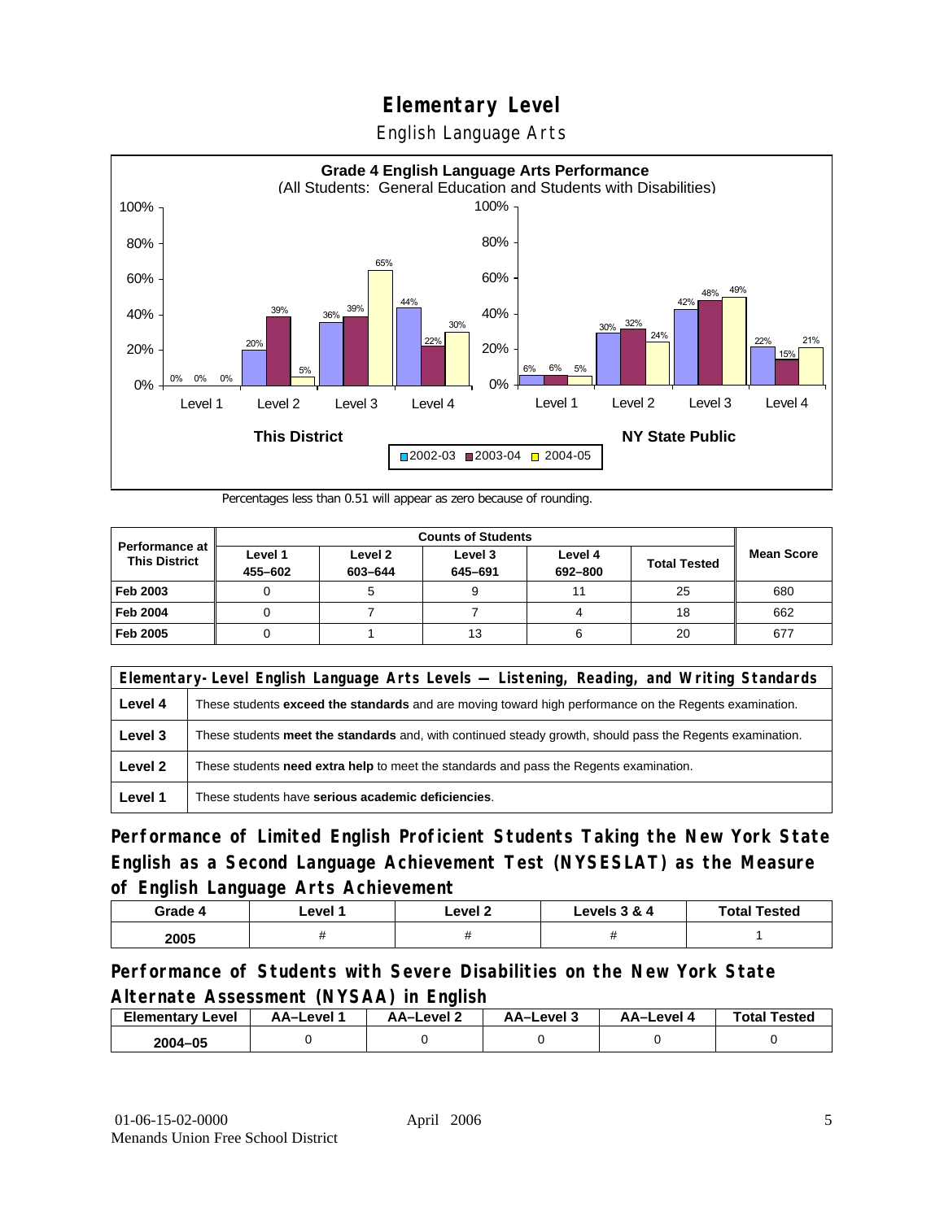# Elementary Level

## English Language Arts

**Grade 4 English Language Arts Performance**
(All Students: General Education and Students with Disabilities)

| | Level 1 | Level 2 | Level 3 | Level 4 |
|---|---|---|---|---|
| **This District** 2002-03 | 0% | 20% | 36% | 44% |
| **This District** 2003-04 | 0% | 39% | 39% | 22% |
| **This District** 2004-05 | 0% | 5% | 65% | 30% |
| **NY State Public** 2002-03 | 6% | 30% | 42% | 22% |
| **NY State Public** 2003-04 | 6% | 32% | 48% | 15% |
| **NY State Public** 2004-05 | 5% | 24% | 49% | 21% |

Percentages less than 0.51 will appear as zero because of rounding.

| Performance at This District | Counts of Students | | | | | Mean Score |
|---|---|---|---|---|---|---|
| | Level 1 455–602 | Level 2 603–644 | Level 3 645–691 | Level 4 692–800 | Total Tested | |
| **Feb 2003** | 0 | 5 | 9 | 11 | 25 | 680 |
| **Feb 2004** | 0 | 7 | 7 | 4 | 18 | 662 |
| **Feb 2005** | 0 | 1 | 13 | 6 | 20 | 677 |

| Elementary-Level English Language Arts Levels — Listening, Reading, and Writing Standards | |
|---|---|
| **Level 4** | These students **exceed the standards** and are moving toward high performance on the Regents examination. |
| **Level 3** | These students **meet the standards** and, with continued steady growth, should pass the Regents examination. |
| **Level 2** | These students **need extra help** to meet the standards and pass the Regents examination. |
| **Level 1** | These students have **serious academic deficiencies**. |

## Performance of Limited English Proficient Students Taking the New York State English as a Second Language Achievement Test (NYSESLAT) as the Measure of English Language Arts Achievement

| Grade 4 | Level 1 | Level 2 | Levels 3 & 4 | Total Tested |
|---|---|---|---|---|
| 2005 | # | # | # | 1 |

## Performance of Students with Severe Disabilities on the New York State Alternate Assessment (NYSAA) in English

| Elementary Level | AA–Level 1 | AA–Level 2 | AA–Level 3 | AA–Level 4 | Total Tested |
|---|---|---|---|---|---|
| 2004–05 | 0 | 0 | 0 | 0 | 0 |

01-06-15-02-0000 April 2006
Menands Union Free School District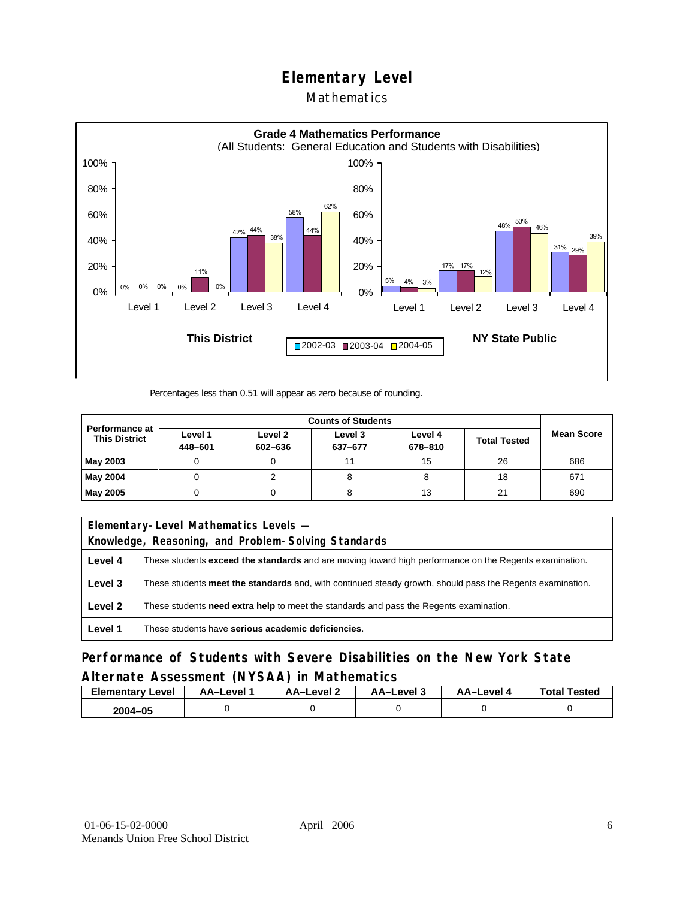# Elementary Level

## Mathematics

**Grade 4 Mathematics Performance**
(All Students: General Education and Students with Disabilities)

| | This District 2002-03 | This District 2003-04 | This District 2004-05 | NY State Public 2002-03 | NY State Public 2003-04 | NY State Public 2004-05 |
|---|---|---|---|---|---|---|
| Level 1 | 0% | 0% | 0% | 5% | 4% | 3% |
| Level 2 | 0% | 11% | 0% | 17% | 17% | 12% |
| Level 3 | 42% | 44% | 38% | 48% | 50% | 46% |
| Level 4 | 58% | 44% | 62% | 31% | 29% | 39% |

Percentages less than 0.51 will appear as zero because of rounding.

| Performance at This District | Counts of Students | | | | | Mean Score |
|---|---|---|---|---|---|---|
| | Level 1 448–601 | Level 2 602–636 | Level 3 637–677 | Level 4 678–810 | Total Tested | |
| May 2003 | 0 | 0 | 11 | 15 | 26 | 686 |
| May 2004 | 0 | 2 | 8 | 8 | 18 | 671 |
| May 2005 | 0 | 0 | 8 | 13 | 21 | 690 |

| Elementary-Level Mathematics Levels — Knowledge, Reasoning, and Problem-Solving Standards | |
|---|---|
| **Level 4** | These students **exceed the standards** and are moving toward high performance on the Regents examination. |
| **Level 3** | These students **meet the standards** and, with continued steady growth, should pass the Regents examination. |
| **Level 2** | These students **need extra help** to meet the standards and pass the Regents examination. |
| **Level 1** | These students have **serious academic deficiencies**. |

## Performance of Students with Severe Disabilities on the New York State Alternate Assessment (NYSAA) in Mathematics

| Elementary Level | AA–Level 1 | AA–Level 2 | AA–Level 3 | AA–Level 4 | Total Tested |
|---|---|---|---|---|---|
| 2004–05 | 0 | 0 | 0 | 0 | 0 |

01-06-15-02-0000 April 2006
Menands Union Free School District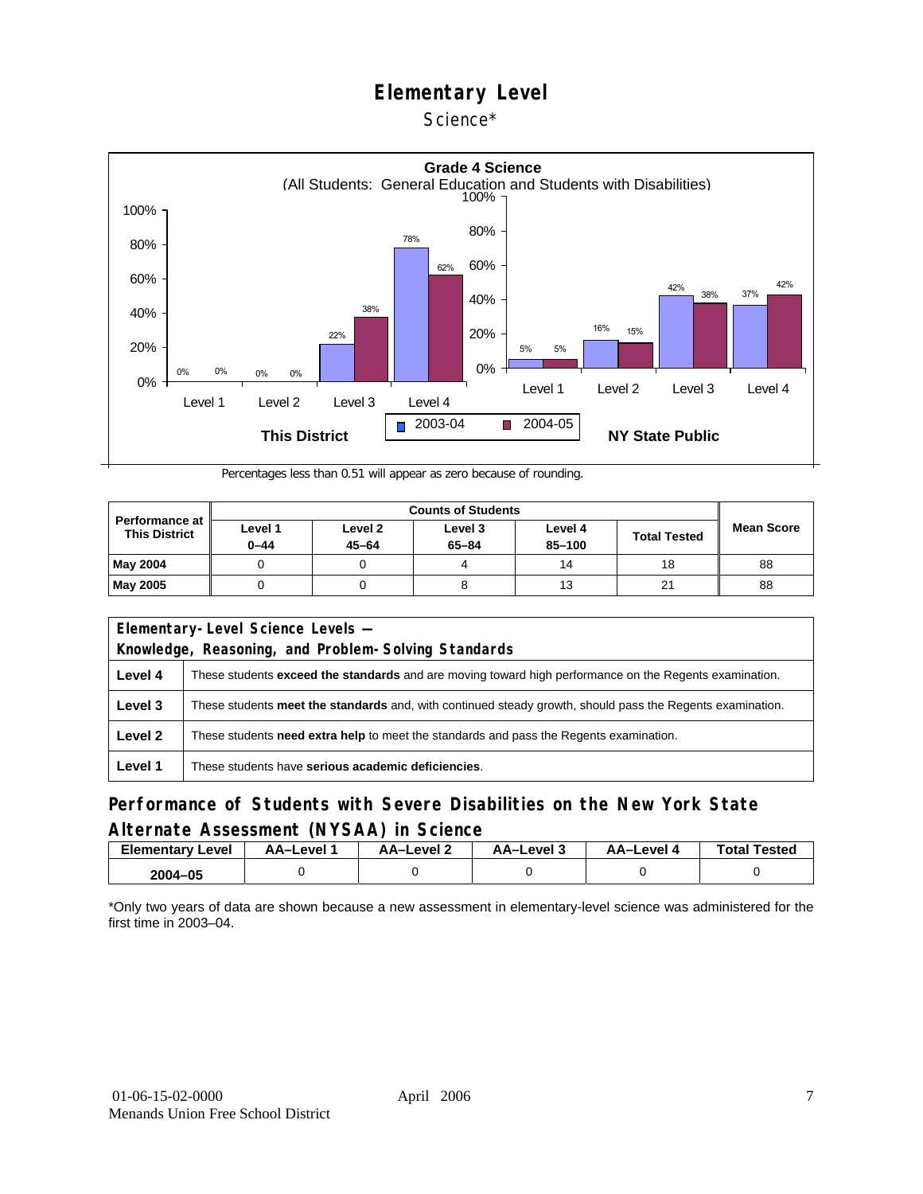# Elementary Level

Science*

**Grade 4 Science**
(All Students: General Education and Students with Disabilities)

| | This District 2003-04 | This District 2004-05 | NY State Public 2003-04 | NY State Public 2004-05 |
|---|---|---|---|---|
| Level 1 | 0% | 0% | 5% | 5% |
| Level 2 | 0% | 0% | 16% | 15% |
| Level 3 | 22% | 38% | 42% | 38% |
| Level 4 | 78% | 62% | 37% | 42% |

Percentages less than 0.51 will appear as zero because of rounding.

| Performance at This District | Counts of Students | | | | | Mean Score |
|---|---|---|---|---|---|---|
| | Level 1 0–44 | Level 2 45–64 | Level 3 65–84 | Level 4 85–100 | Total Tested | |
| **May 2004** | 0 | 0 | 4 | 14 | 18 | 88 |
| **May 2005** | 0 | 0 | 8 | 13 | 21 | 88 |

| Elementary-Level Science Levels — Knowledge, Reasoning, and Problem-Solving Standards | |
|---|---|
| **Level 4** | These students **exceed the standards** and are moving toward high performance on the Regents examination. |
| **Level 3** | These students **meet the standards** and, with continued steady growth, should pass the Regents examination. |
| **Level 2** | These students **need extra help** to meet the standards and pass the Regents examination. |
| **Level 1** | These students have **serious academic deficiencies**. |

## Performance of Students with Severe Disabilities on the New York State Alternate Assessment (NYSAA) in Science

| Elementary Level | AA–Level 1 | AA–Level 2 | AA–Level 3 | AA–Level 4 | Total Tested |
|---|---|---|---|---|---|
| 2004–05 | 0 | 0 | 0 | 0 | 0 |

*Only two years of data are shown because a new assessment in elementary-level science was administered for the first time in 2003–04.

01-06-15-02-0000 April 2006
Menands Union Free School District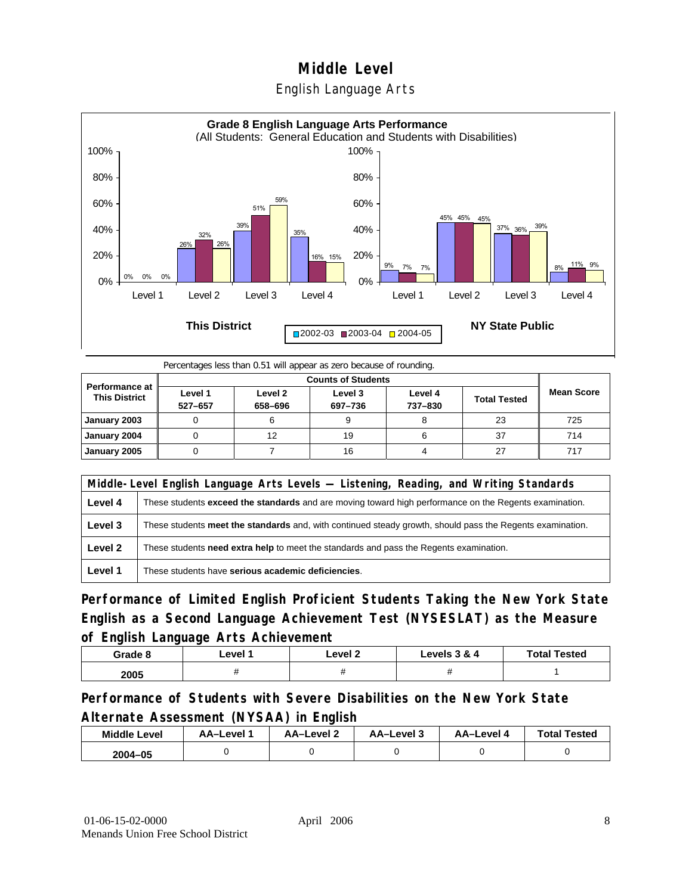# Middle Level

## English Language Arts

**Grade 8 English Language Arts Performance**
(All Students: General Education and Students with Disabilities)

| This District | 2002-03 | 2003-04 | 2004-05 |
|---|---|---|---|
| Level 1 | 0% | 0% | 0% |
| Level 2 | 26% | 32% | 26% |
| Level 3 | 39% | 51% | 59% |
| Level 4 | 35% | 16% | 15% |

| NY State Public | 2002-03 | 2003-04 | 2004-05 |
|---|---|---|---|
| Level 1 | 9% | 7% | 7% |
| Level 2 | 45% | 45% | 45% |
| Level 3 | 37% | 36% | 39% |
| Level 4 | 8% | 11% | 9% |

Percentages less than 0.51 will appear as zero because of rounding.

| Performance at This District | Counts of Students | | | | | Mean Score |
|---|---|---|---|---|---|---|
| | Level 1 527–657 | Level 2 658–696 | Level 3 697–736 | Level 4 737–830 | Total Tested | |
| January 2003 | 0 | 6 | 9 | 8 | 23 | 725 |
| January 2004 | 0 | 12 | 19 | 6 | 37 | 714 |
| January 2005 | 0 | 7 | 16 | 4 | 27 | 717 |

| Middle-Level English Language Arts Levels — Listening, Reading, and Writing Standards | |
|---|---|
| Level 4 | These students **exceed the standards** and are moving toward high performance on the Regents examination. |
| Level 3 | These students **meet the standards** and, with continued steady growth, should pass the Regents examination. |
| Level 2 | These students **need extra help** to meet the standards and pass the Regents examination. |
| Level 1 | These students have **serious academic deficiencies**. |

## Performance of Limited English Proficient Students Taking the New York State English as a Second Language Achievement Test (NYSESLAT) as the Measure of English Language Arts Achievement

| Grade 8 | Level 1 | Level 2 | Levels 3 & 4 | Total Tested |
|---|---|---|---|---|
| 2005 | # | # | # | 1 |

## Performance of Students with Severe Disabilities on the New York State Alternate Assessment (NYSAA) in English

| Middle Level | AA–Level 1 | AA–Level 2 | AA–Level 3 | AA–Level 4 | Total Tested |
|---|---|---|---|---|---|
| 2004–05 | 0 | 0 | 0 | 0 | 0 |

01-06-15-02-0000
Menands Union Free School District

April 2006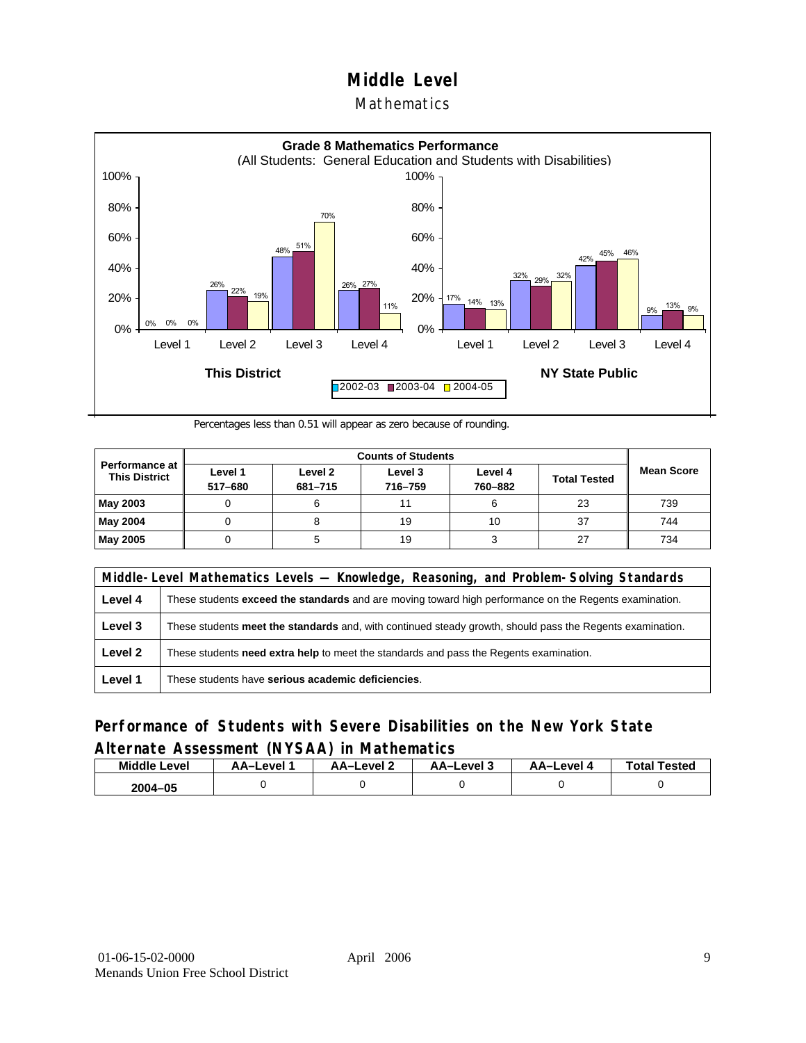# Middle Level

## Mathematics

**Grade 8 Mathematics Performance**
(All Students: General Education and Students with Disabilities)

| | This District 2002-03 | This District 2003-04 | This District 2004-05 | NY State Public 2002-03 | NY State Public 2003-04 | NY State Public 2004-05 |
|---|---|---|---|---|---|---|
| Level 1 | 0% | 0% | 0% | 17% | 14% | 13% |
| Level 2 | 26% | 22% | 19% | 32% | 29% | 32% |
| Level 3 | 48% | 51% | 70% | 42% | 45% | 46% |
| Level 4 | 26% | 27% | 11% | 9% | 13% | 9% |

Percentages less than 0.51 will appear as zero because of rounding.

| Performance at This District | Counts of Students | | | | | Mean Score |
|---|---|---|---|---|---|---|
| | Level 1 517–680 | Level 2 681–715 | Level 3 716–759 | Level 4 760–882 | Total Tested | |
| May 2003 | 0 | 6 | 11 | 6 | 23 | 739 |
| May 2004 | 0 | 8 | 19 | 10 | 37 | 744 |
| May 2005 | 0 | 5 | 19 | 3 | 27 | 734 |

| Middle-Level Mathematics Levels — Knowledge, Reasoning, and Problem-Solving Standards | |
|---|---|
| Level 4 | These students **exceed the standards** and are moving toward high performance on the Regents examination. |
| Level 3 | These students **meet the standards** and, with continued steady growth, should pass the Regents examination. |
| Level 2 | These students **need extra help** to meet the standards and pass the Regents examination. |
| Level 1 | These students have **serious academic deficiencies**. |

### Performance of Students with Severe Disabilities on the New York State Alternate Assessment (NYSAA) in Mathematics

| Middle Level | AA–Level 1 | AA–Level 2 | AA–Level 3 | AA–Level 4 | Total Tested |
|---|---|---|---|---|---|
| 2004–05 | 0 | 0 | 0 | 0 | 0 |

01-06-15-02-0000
Menands Union Free School District
April 2006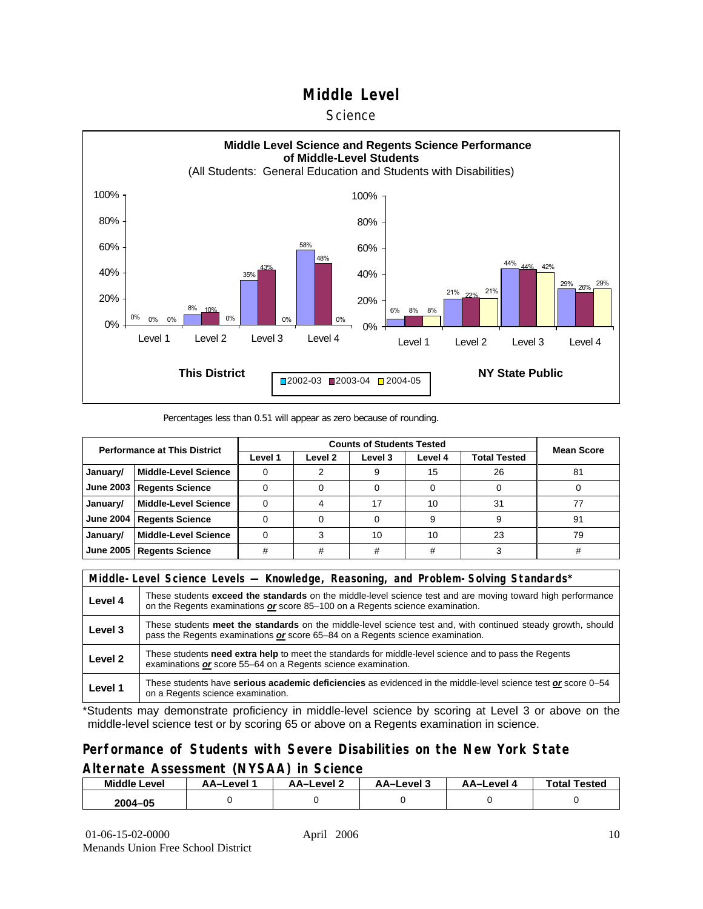# Middle Level

Science

**Middle Level Science and Regents Science Performance of Middle-Level Students**

(All Students: General Education and Students with Disabilities)

**This District**

| | 2002-03 | 2003-04 | 2004-05 |
|---|---|---|---|
| Level 1 | 0% | 0% | 0% |
| Level 2 | 8% | 10% | 0% |
| Level 3 | 35% | 43% | 0% |
| Level 4 | 58% | 48% | 0% |

**NY State Public**

| | 2002-03 | 2003-04 | 2004-05 |
|---|---|---|---|
| Level 1 | 6% | 8% | 8% |
| Level 2 | 21% | 22% | 21% |
| Level 3 | 44% | 44% | 42% |
| Level 4 | 29% | 26% | 29% |

Percentages less than 0.51 will appear as zero because of rounding.

| Performance at This District | | Counts of Students Tested | | | | | Mean Score |
|---|---|---|---|---|---|---|---|
| | | Level 1 | Level 2 | Level 3 | Level 4 | Total Tested | |
| January/ June 2003 | Middle-Level Science | 0 | 2 | 9 | 15 | 26 | 81 |
| | Regents Science | 0 | 0 | 0 | 0 | 0 | 0 |
| January/ June 2004 | Middle-Level Science | 0 | 4 | 17 | 10 | 31 | 77 |
| | Regents Science | 0 | 0 | 0 | 9 | 9 | 91 |
| January/ June 2005 | Middle-Level Science | 0 | 3 | 10 | 10 | 23 | 79 |
| | Regents Science | # | # | # | # | 3 | # |

| Middle-Level Science Levels — Knowledge, Reasoning, and Problem-Solving Standards* | |
|---|---|
| Level 4 | These students **exceed the standards** on the middle-level science test and are moving toward high performance on the Regents examinations ***or*** score 85–100 on a Regents science examination. |
| Level 3 | These students **meet the standards** on the middle-level science test and, with continued steady growth, should pass the Regents examinations ***or*** score 65–84 on a Regents science examination. |
| Level 2 | These students **need extra help** to meet the standards for middle-level science and to pass the Regents examinations ***or*** score 55–64 on a Regents science examination. |
| Level 1 | These students have **serious academic deficiencies** as evidenced in the middle-level science test ***or*** score 0–54 on a Regents science examination. |

*Students may demonstrate proficiency in middle-level science by scoring at Level 3 or above on the middle-level science test or by scoring 65 or above on a Regents examination in science.

## Performance of Students with Severe Disabilities on the New York State Alternate Assessment (NYSAA) in Science

| Middle Level | AA–Level 1 | AA–Level 2 | AA–Level 3 | AA–Level 4 | Total Tested |
|---|---|---|---|---|---|
| 2004–05 | 0 | 0 | 0 | 0 | 0 |

01-06-15-02-0000 April 2006
Menands Union Free School District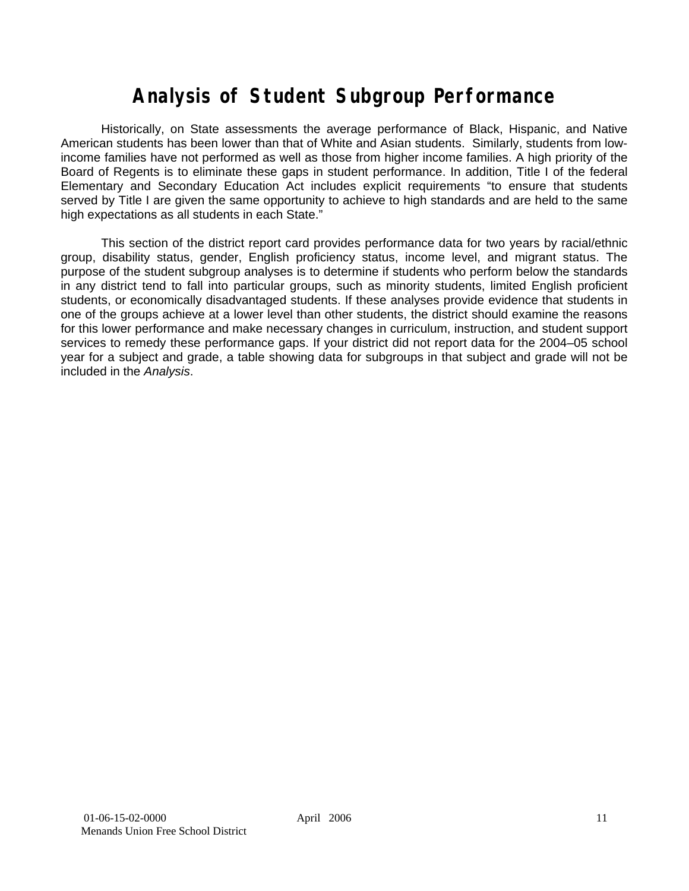# Analysis of Student Subgroup Performance

Historically, on State assessments the average performance of Black, Hispanic, and Native American students has been lower than that of White and Asian students. Similarly, students from low-income families have not performed as well as those from higher income families. A high priority of the Board of Regents is to eliminate these gaps in student performance. In addition, Title I of the federal Elementary and Secondary Education Act includes explicit requirements "to ensure that students served by Title I are given the same opportunity to achieve to high standards and are held to the same high expectations as all students in each State."

This section of the district report card provides performance data for two years by racial/ethnic group, disability status, gender, English proficiency status, income level, and migrant status. The purpose of the student subgroup analyses is to determine if students who perform below the standards in any district tend to fall into particular groups, such as minority students, limited English proficient students, or economically disadvantaged students. If these analyses provide evidence that students in one of the groups achieve at a lower level than other students, the district should examine the reasons for this lower performance and make necessary changes in curriculum, instruction, and student support services to remedy these performance gaps. If your district did not report data for the 2004–05 school year for a subject and grade, a table showing data for subgroups in that subject and grade will not be included in the *Analysis*.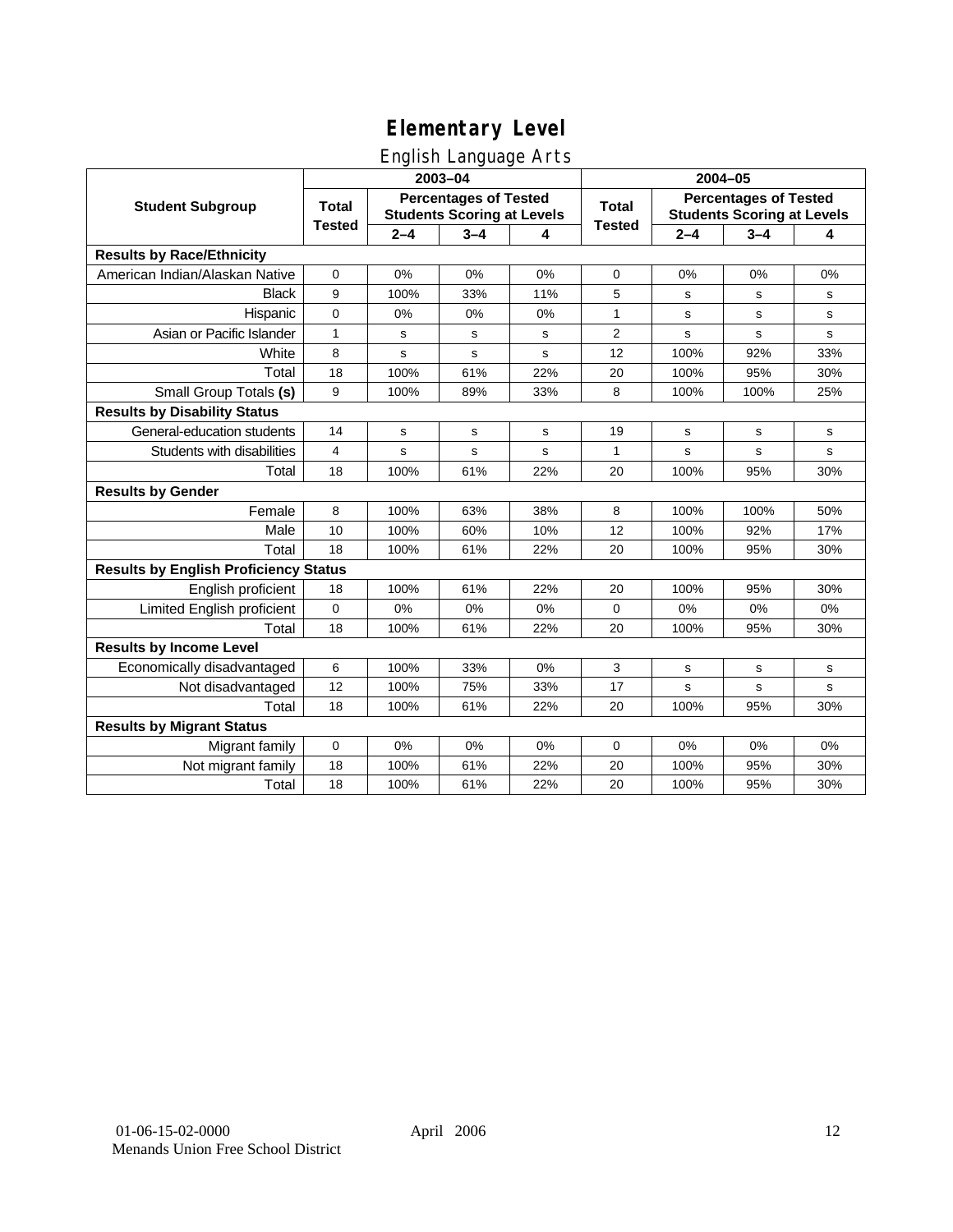# Elementary Level

## English Language Arts

| Student Subgroup | 2003–04 Total Tested | 2003–04 Percentages of Tested Students Scoring at Levels 2–4 | 3–4 | 4 | 2004–05 Total Tested | 2004–05 Percentages of Tested Students Scoring at Levels 2–4 | 3–4 | 4 |
|---|---|---|---|---|---|---|---|---|
| **Results by Race/Ethnicity** | | | | | | | | |
| American Indian/Alaskan Native | 0 | 0% | 0% | 0% | 0 | 0% | 0% | 0% |
| Black | 9 | 100% | 33% | 11% | 5 | s | s | s |
| Hispanic | 0 | 0% | 0% | 0% | 1 | s | s | s |
| Asian or Pacific Islander | 1 | s | s | s | 2 | s | s | s |
| White | 8 | s | s | s | 12 | 100% | 92% | 33% |
| Total | 18 | 100% | 61% | 22% | 20 | 100% | 95% | 30% |
| Small Group Totals **(s)** | 9 | 100% | 89% | 33% | 8 | 100% | 100% | 25% |
| **Results by Disability Status** | | | | | | | | |
| General-education students | 14 | s | s | s | 19 | s | s | s |
| Students with disabilities | 4 | s | s | s | 1 | s | s | s |
| Total | 18 | 100% | 61% | 22% | 20 | 100% | 95% | 30% |
| **Results by Gender** | | | | | | | | |
| Female | 8 | 100% | 63% | 38% | 8 | 100% | 100% | 50% |
| Male | 10 | 100% | 60% | 10% | 12 | 100% | 92% | 17% |
| Total | 18 | 100% | 61% | 22% | 20 | 100% | 95% | 30% |
| **Results by English Proficiency Status** | | | | | | | | |
| English proficient | 18 | 100% | 61% | 22% | 20 | 100% | 95% | 30% |
| Limited English proficient | 0 | 0% | 0% | 0% | 0 | 0% | 0% | 0% |
| Total | 18 | 100% | 61% | 22% | 20 | 100% | 95% | 30% |
| **Results by Income Level** | | | | | | | | |
| Economically disadvantaged | 6 | 100% | 33% | 0% | 3 | s | s | s |
| Not disadvantaged | 12 | 100% | 75% | 33% | 17 | s | s | s |
| Total | 18 | 100% | 61% | 22% | 20 | 100% | 95% | 30% |
| **Results by Migrant Status** | | | | | | | | |
| Migrant family | 0 | 0% | 0% | 0% | 0 | 0% | 0% | 0% |
| Not migrant family | 18 | 100% | 61% | 22% | 20 | 100% | 95% | 30% |
| Total | 18 | 100% | 61% | 22% | 20 | 100% | 95% | 30% |

01-06-15-02-0000 April 2006
Menands Union Free School District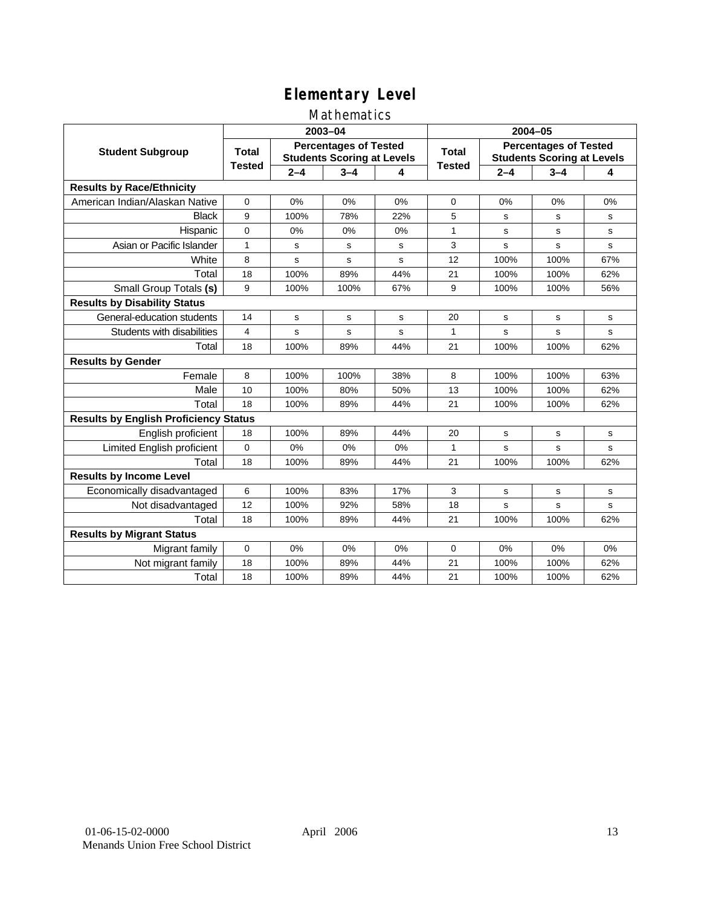# Elementary Level

## Mathematics

| Student Subgroup | 2003–04 | | | | 2004–05 | | | |
|---|---|---|---|---|---|---|---|---|
| | Total Tested | Percentages of Tested Students Scoring at Levels | | | Total Tested | Percentages of Tested Students Scoring at Levels | | |
| | | 2–4 | 3–4 | 4 | | 2–4 | 3–4 | 4 |
| **Results by Race/Ethnicity** | | | | | | | | |
| American Indian/Alaskan Native | 0 | 0% | 0% | 0% | 0 | 0% | 0% | 0% |
| Black | 9 | 100% | 78% | 22% | 5 | s | s | s |
| Hispanic | 0 | 0% | 0% | 0% | 1 | s | s | s |
| Asian or Pacific Islander | 1 | s | s | s | 3 | s | s | s |
| White | 8 | s | s | s | 12 | 100% | 100% | 67% |
| Total | 18 | 100% | 89% | 44% | 21 | 100% | 100% | 62% |
| Small Group Totals **(s)** | 9 | 100% | 100% | 67% | 9 | 100% | 100% | 56% |
| **Results by Disability Status** | | | | | | | | |
| General-education students | 14 | s | s | s | 20 | s | s | s |
| Students with disabilities | 4 | s | s | s | 1 | s | s | s |
| Total | 18 | 100% | 89% | 44% | 21 | 100% | 100% | 62% |
| **Results by Gender** | | | | | | | | |
| Female | 8 | 100% | 100% | 38% | 8 | 100% | 100% | 63% |
| Male | 10 | 100% | 80% | 50% | 13 | 100% | 100% | 62% |
| Total | 18 | 100% | 89% | 44% | 21 | 100% | 100% | 62% |
| **Results by English Proficiency Status** | | | | | | | | |
| English proficient | 18 | 100% | 89% | 44% | 20 | s | s | s |
| Limited English proficient | 0 | 0% | 0% | 0% | 1 | s | s | s |
| Total | 18 | 100% | 89% | 44% | 21 | 100% | 100% | 62% |
| **Results by Income Level** | | | | | | | | |
| Economically disadvantaged | 6 | 100% | 83% | 17% | 3 | s | s | s |
| Not disadvantaged | 12 | 100% | 92% | 58% | 18 | s | s | s |
| Total | 18 | 100% | 89% | 44% | 21 | 100% | 100% | 62% |
| **Results by Migrant Status** | | | | | | | | |
| Migrant family | 0 | 0% | 0% | 0% | 0 | 0% | 0% | 0% |
| Not migrant family | 18 | 100% | 89% | 44% | 21 | 100% | 100% | 62% |
| Total | 18 | 100% | 89% | 44% | 21 | 100% | 100% | 62% |

01-06-15-02-0000 April 2006
Menands Union Free School District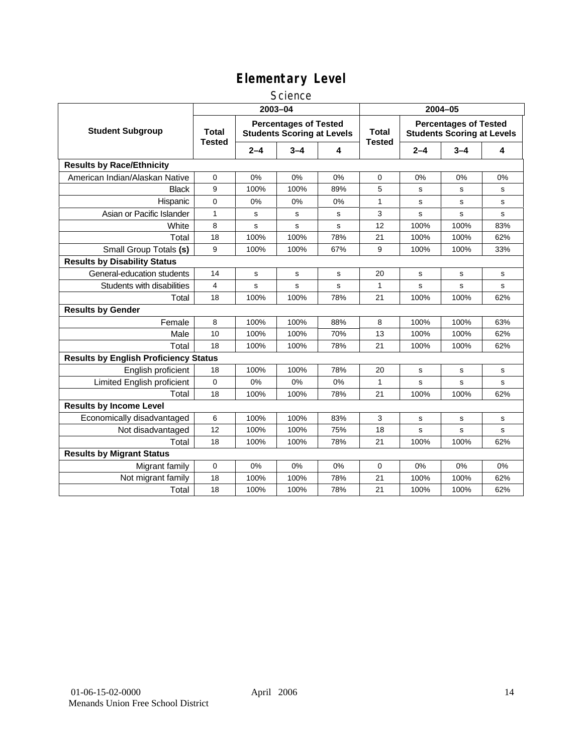# Elementary Level

## Science

| Student Subgroup | 2003–04 | | | | 2004–05 | | | |
|---|---|---|---|---|---|---|---|---|
| | Total Tested | Percentages of Tested Students Scoring at Levels | | | Total Tested | Percentages of Tested Students Scoring at Levels | | |
| | | 2–4 | 3–4 | 4 | | 2–4 | 3–4 | 4 |
| **Results by Race/Ethnicity** | | | | | | | | |
| American Indian/Alaskan Native | 0 | 0% | 0% | 0% | 0 | 0% | 0% | 0% |
| Black | 9 | 100% | 100% | 89% | 5 | s | s | s |
| Hispanic | 0 | 0% | 0% | 0% | 1 | s | s | s |
| Asian or Pacific Islander | 1 | s | s | s | 3 | s | s | s |
| White | 8 | s | s | s | 12 | 100% | 100% | 83% |
| Total | 18 | 100% | 100% | 78% | 21 | 100% | 100% | 62% |
| Small Group Totals **(s)** | 9 | 100% | 100% | 67% | 9 | 100% | 100% | 33% |
| **Results by Disability Status** | | | | | | | | |
| General-education students | 14 | s | s | s | 20 | s | s | s |
| Students with disabilities | 4 | s | s | s | 1 | s | s | s |
| Total | 18 | 100% | 100% | 78% | 21 | 100% | 100% | 62% |
| **Results by Gender** | | | | | | | | |
| Female | 8 | 100% | 100% | 88% | 8 | 100% | 100% | 63% |
| Male | 10 | 100% | 100% | 70% | 13 | 100% | 100% | 62% |
| Total | 18 | 100% | 100% | 78% | 21 | 100% | 100% | 62% |
| **Results by English Proficiency Status** | | | | | | | | |
| English proficient | 18 | 100% | 100% | 78% | 20 | s | s | s |
| Limited English proficient | 0 | 0% | 0% | 0% | 1 | s | s | s |
| Total | 18 | 100% | 100% | 78% | 21 | 100% | 100% | 62% |
| **Results by Income Level** | | | | | | | | |
| Economically disadvantaged | 6 | 100% | 100% | 83% | 3 | s | s | s |
| Not disadvantaged | 12 | 100% | 100% | 75% | 18 | s | s | s |
| Total | 18 | 100% | 100% | 78% | 21 | 100% | 100% | 62% |
| **Results by Migrant Status** | | | | | | | | |
| Migrant family | 0 | 0% | 0% | 0% | 0 | 0% | 0% | 0% |
| Not migrant family | 18 | 100% | 100% | 78% | 21 | 100% | 100% | 62% |
| Total | 18 | 100% | 100% | 78% | 21 | 100% | 100% | 62% |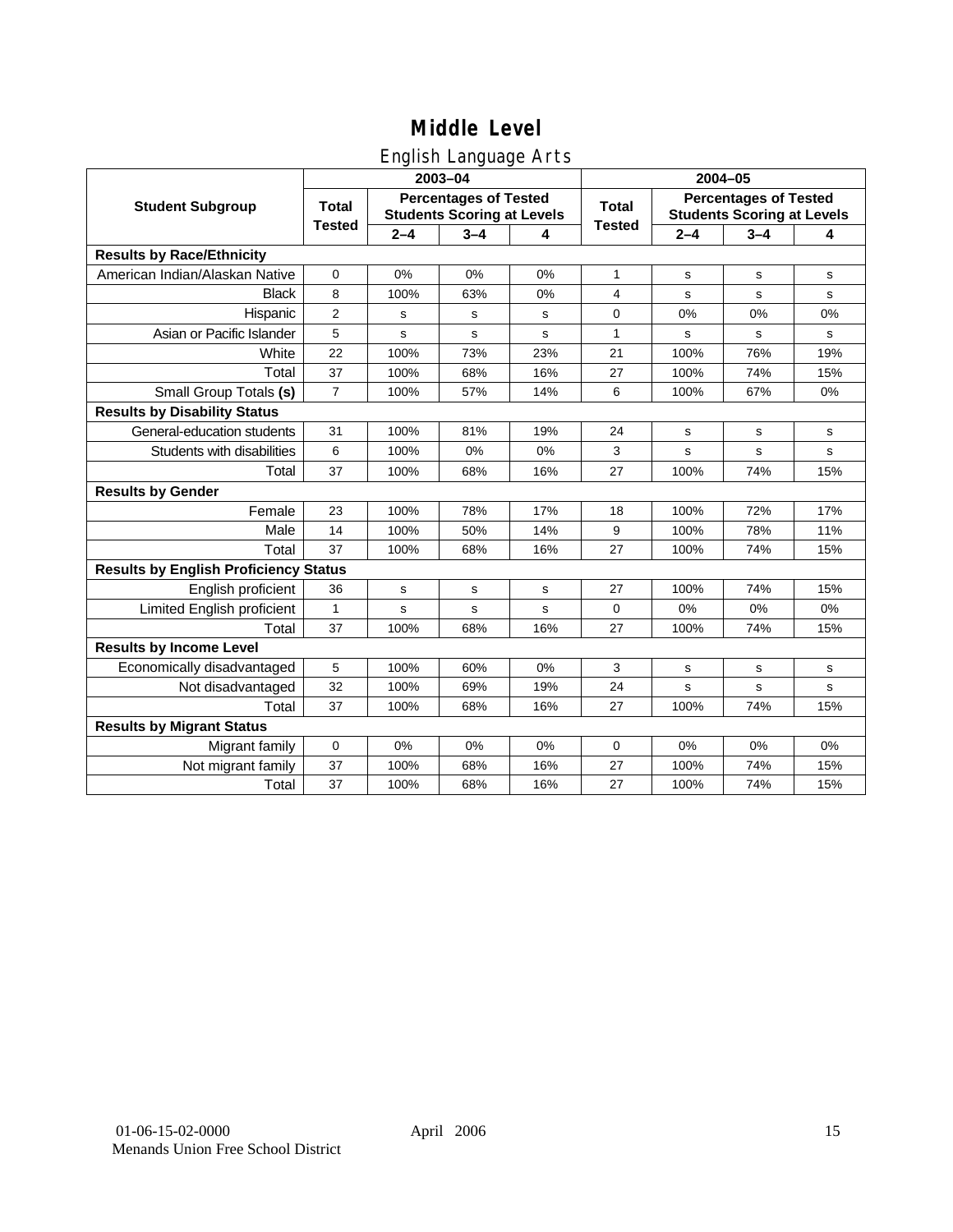# Middle Level

## English Language Arts

| Student Subgroup | 2003–04 | | | | 2004–05 | | | |
|---|---|---|---|---|---|---|---|---|
| | Total Tested | Percentages of Tested Students Scoring at Levels | | | Total Tested | Percentages of Tested Students Scoring at Levels | | |
| | | 2–4 | 3–4 | 4 | | 2–4 | 3–4 | 4 |
| **Results by Race/Ethnicity** | | | | | | | | |
| American Indian/Alaskan Native | 0 | 0% | 0% | 0% | 1 | s | s | s |
| Black | 8 | 100% | 63% | 0% | 4 | s | s | s |
| Hispanic | 2 | s | s | s | 0 | 0% | 0% | 0% |
| Asian or Pacific Islander | 5 | s | s | s | 1 | s | s | s |
| White | 22 | 100% | 73% | 23% | 21 | 100% | 76% | 19% |
| Total | 37 | 100% | 68% | 16% | 27 | 100% | 74% | 15% |
| Small Group Totals **(s)** | 7 | 100% | 57% | 14% | 6 | 100% | 67% | 0% |
| **Results by Disability Status** | | | | | | | | |
| General-education students | 31 | 100% | 81% | 19% | 24 | s | s | s |
| Students with disabilities | 6 | 100% | 0% | 0% | 3 | s | s | s |
| Total | 37 | 100% | 68% | 16% | 27 | 100% | 74% | 15% |
| **Results by Gender** | | | | | | | | |
| Female | 23 | 100% | 78% | 17% | 18 | 100% | 72% | 17% |
| Male | 14 | 100% | 50% | 14% | 9 | 100% | 78% | 11% |
| Total | 37 | 100% | 68% | 16% | 27 | 100% | 74% | 15% |
| **Results by English Proficiency Status** | | | | | | | | |
| English proficient | 36 | s | s | s | 27 | 100% | 74% | 15% |
| Limited English proficient | 1 | s | s | s | 0 | 0% | 0% | 0% |
| Total | 37 | 100% | 68% | 16% | 27 | 100% | 74% | 15% |
| **Results by Income Level** | | | | | | | | |
| Economically disadvantaged | 5 | 100% | 60% | 0% | 3 | s | s | s |
| Not disadvantaged | 32 | 100% | 69% | 19% | 24 | s | s | s |
| Total | 37 | 100% | 68% | 16% | 27 | 100% | 74% | 15% |
| **Results by Migrant Status** | | | | | | | | |
| Migrant family | 0 | 0% | 0% | 0% | 0 | 0% | 0% | 0% |
| Not migrant family | 37 | 100% | 68% | 16% | 27 | 100% | 74% | 15% |
| Total | 37 | 100% | 68% | 16% | 27 | 100% | 74% | 15% |

01-06-15-02-0000 April 2006
Menands Union Free School District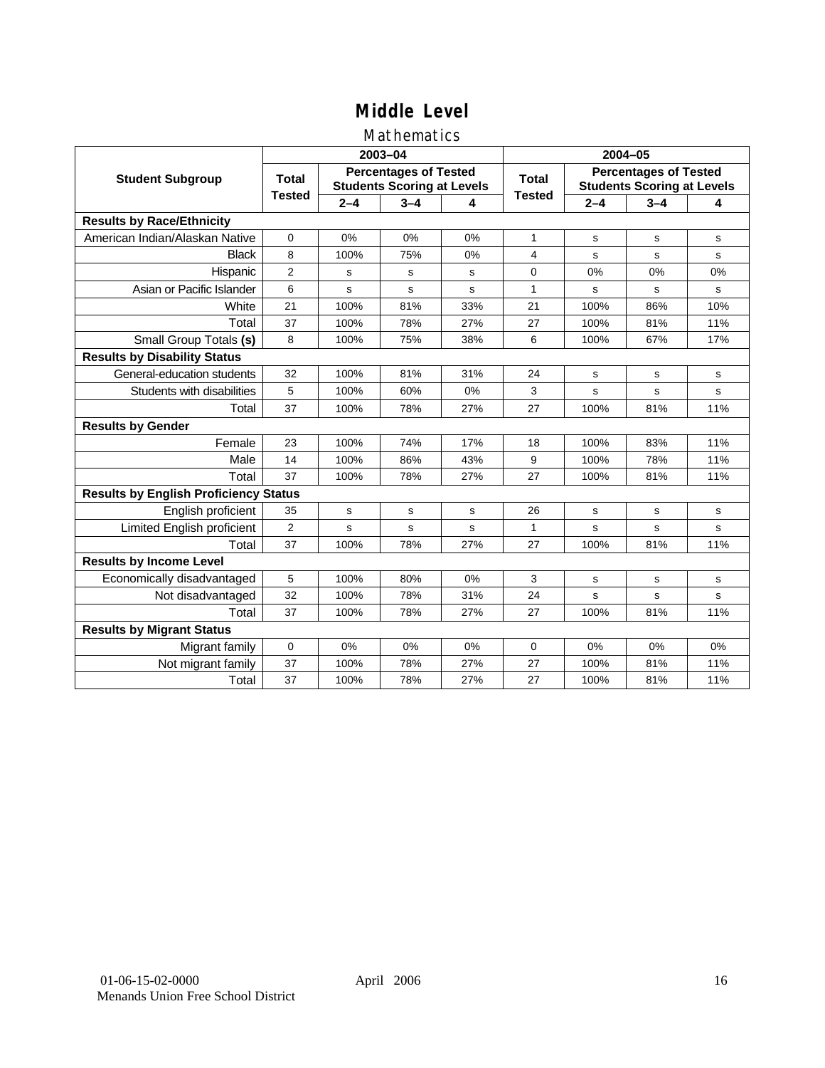# Middle Level

## Mathematics

| Student Subgroup | 2003–04 | | | | 2004–05 | | | |
|---|---|---|---|---|---|---|---|---|
| | Total Tested | Percentages of Tested Students Scoring at Levels | | | Total Tested | Percentages of Tested Students Scoring at Levels | | |
| | | 2–4 | 3–4 | 4 | | 2–4 | 3–4 | 4 |
| **Results by Race/Ethnicity** | | | | | | | | |
| American Indian/Alaskan Native | 0 | 0% | 0% | 0% | 1 | s | s | s |
| Black | 8 | 100% | 75% | 0% | 4 | s | s | s |
| Hispanic | 2 | s | s | s | 0 | 0% | 0% | 0% |
| Asian or Pacific Islander | 6 | s | s | s | 1 | s | s | s |
| White | 21 | 100% | 81% | 33% | 21 | 100% | 86% | 10% |
| Total | 37 | 100% | 78% | 27% | 27 | 100% | 81% | 11% |
| Small Group Totals **(s)** | 8 | 100% | 75% | 38% | 6 | 100% | 67% | 17% |
| **Results by Disability Status** | | | | | | | | |
| General-education students | 32 | 100% | 81% | 31% | 24 | s | s | s |
| Students with disabilities | 5 | 100% | 60% | 0% | 3 | s | s | s |
| Total | 37 | 100% | 78% | 27% | 27 | 100% | 81% | 11% |
| **Results by Gender** | | | | | | | | |
| Female | 23 | 100% | 74% | 17% | 18 | 100% | 83% | 11% |
| Male | 14 | 100% | 86% | 43% | 9 | 100% | 78% | 11% |
| Total | 37 | 100% | 78% | 27% | 27 | 100% | 81% | 11% |
| **Results by English Proficiency Status** | | | | | | | | |
| English proficient | 35 | s | s | s | 26 | s | s | s |
| Limited English proficient | 2 | s | s | s | 1 | s | s | s |
| Total | 37 | 100% | 78% | 27% | 27 | 100% | 81% | 11% |
| **Results by Income Level** | | | | | | | | |
| Economically disadvantaged | 5 | 100% | 80% | 0% | 3 | s | s | s |
| Not disadvantaged | 32 | 100% | 78% | 31% | 24 | s | s | s |
| Total | 37 | 100% | 78% | 27% | 27 | 100% | 81% | 11% |
| **Results by Migrant Status** | | | | | | | | |
| Migrant family | 0 | 0% | 0% | 0% | 0 | 0% | 0% | 0% |
| Not migrant family | 37 | 100% | 78% | 27% | 27 | 100% | 81% | 11% |
| Total | 37 | 100% | 78% | 27% | 27 | 100% | 81% | 11% |

01-06-15-02-0000
Menands Union Free School District

April 2006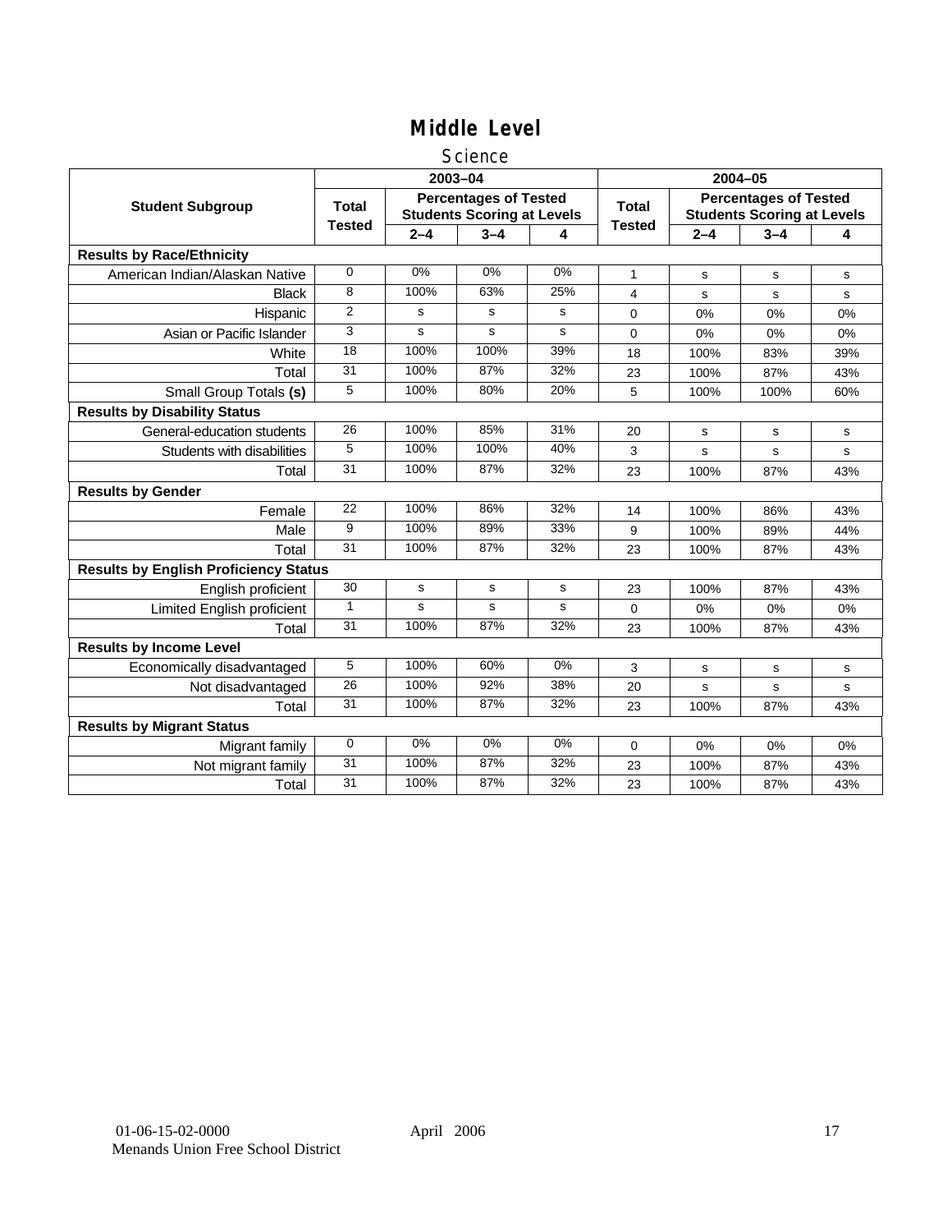# Middle Level

## Science

| Student Subgroup | 2003–04 | | | | 2004–05 | | | |
|---|---|---|---|---|---|---|---|---|
| | Total Tested | Percentages of Tested Students Scoring at Levels | | | Total Tested | Percentages of Tested Students Scoring at Levels | | |
| | | 2–4 | 3–4 | 4 | | 2–4 | 3–4 | 4 |
| **Results by Race/Ethnicity** | | | | | | | | |
| American Indian/Alaskan Native | 0 | 0% | 0% | 0% | 1 | s | s | s |
| Black | 8 | 100% | 63% | 25% | 4 | s | s | s |
| Hispanic | 2 | s | s | s | 0 | 0% | 0% | 0% |
| Asian or Pacific Islander | 3 | s | s | s | 0 | 0% | 0% | 0% |
| White | 18 | 100% | 100% | 39% | 18 | 100% | 83% | 39% |
| Total | 31 | 100% | 87% | 32% | 23 | 100% | 87% | 43% |
| Small Group Totals **(s)** | 5 | 100% | 80% | 20% | 5 | 100% | 100% | 60% |
| **Results by Disability Status** | | | | | | | | |
| General-education students | 26 | 100% | 85% | 31% | 20 | s | s | s |
| Students with disabilities | 5 | 100% | 100% | 40% | 3 | s | s | s |
| Total | 31 | 100% | 87% | 32% | 23 | 100% | 87% | 43% |
| **Results by Gender** | | | | | | | | |
| Female | 22 | 100% | 86% | 32% | 14 | 100% | 86% | 43% |
| Male | 9 | 100% | 89% | 33% | 9 | 100% | 89% | 44% |
| Total | 31 | 100% | 87% | 32% | 23 | 100% | 87% | 43% |
| **Results by English Proficiency Status** | | | | | | | | |
| English proficient | 30 | s | s | s | 23 | 100% | 87% | 43% |
| Limited English proficient | 1 | s | s | s | 0 | 0% | 0% | 0% |
| Total | 31 | 100% | 87% | 32% | 23 | 100% | 87% | 43% |
| **Results by Income Level** | | | | | | | | |
| Economically disadvantaged | 5 | 100% | 60% | 0% | 3 | s | s | s |
| Not disadvantaged | 26 | 100% | 92% | 38% | 20 | s | s | s |
| Total | 31 | 100% | 87% | 32% | 23 | 100% | 87% | 43% |
| **Results by Migrant Status** | | | | | | | | |
| Migrant family | 0 | 0% | 0% | 0% | 0 | 0% | 0% | 0% |
| Not migrant family | 31 | 100% | 87% | 32% | 23 | 100% | 87% | 43% |
| Total | 31 | 100% | 87% | 32% | 23 | 100% | 87% | 43% |

01-06-15-02-0000 April 2006
Menands Union Free School District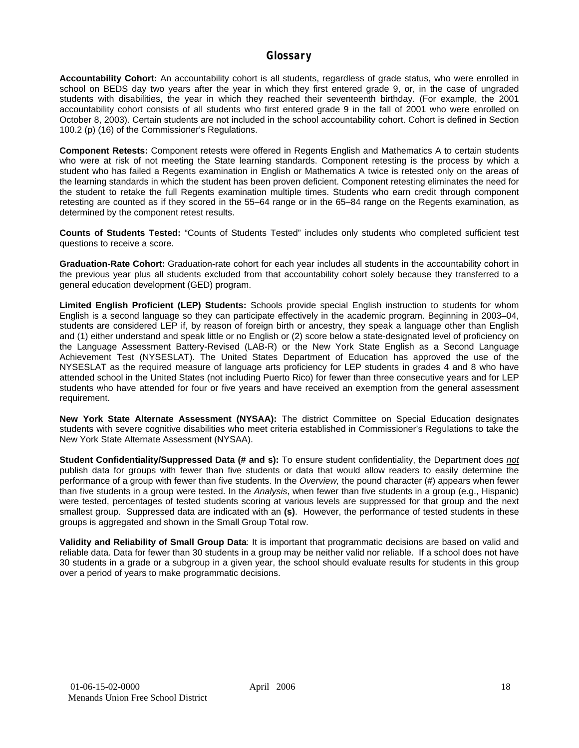# Glossary

**Accountability Cohort:** An accountability cohort is all students, regardless of grade status, who were enrolled in school on BEDS day two years after the year in which they first entered grade 9, or, in the case of ungraded students with disabilities, the year in which they reached their seventeenth birthday. (For example, the 2001 accountability cohort consists of all students who first entered grade 9 in the fall of 2001 who were enrolled on October 8, 2003). Certain students are not included in the school accountability cohort. Cohort is defined in Section 100.2 (p) (16) of the Commissioner's Regulations.

**Component Retests:** Component retests were offered in Regents English and Mathematics A to certain students who were at risk of not meeting the State learning standards. Component retesting is the process by which a student who has failed a Regents examination in English or Mathematics A twice is retested only on the areas of the learning standards in which the student has been proven deficient. Component retesting eliminates the need for the student to retake the full Regents examination multiple times. Students who earn credit through component retesting are counted as if they scored in the 55–64 range or in the 65–84 range on the Regents examination, as determined by the component retest results.

**Counts of Students Tested:** "Counts of Students Tested" includes only students who completed sufficient test questions to receive a score.

**Graduation-Rate Cohort:** Graduation-rate cohort for each year includes all students in the accountability cohort in the previous year plus all students excluded from that accountability cohort solely because they transferred to a general education development (GED) program.

**Limited English Proficient (LEP) Students:** Schools provide special English instruction to students for whom English is a second language so they can participate effectively in the academic program. Beginning in 2003–04, students are considered LEP if, by reason of foreign birth or ancestry, they speak a language other than English and (1) either understand and speak little or no English or (2) score below a state-designated level of proficiency on the Language Assessment Battery-Revised (LAB-R) or the New York State English as a Second Language Achievement Test (NYSESLAT). The United States Department of Education has approved the use of the NYSESLAT as the required measure of language arts proficiency for LEP students in grades 4 and 8 who have attended school in the United States (not including Puerto Rico) for fewer than three consecutive years and for LEP students who have attended for four or five years and have received an exemption from the general assessment requirement.

**New York State Alternate Assessment (NYSAA):** The district Committee on Special Education designates students with severe cognitive disabilities who meet criteria established in Commissioner's Regulations to take the New York State Alternate Assessment (NYSAA).

**Student Confidentiality/Suppressed Data (# and s):** To ensure student confidentiality, the Department does _not_ publish data for groups with fewer than five students or data that would allow readers to easily determine the performance of a group with fewer than five students. In the *Overview,* the pound character (#) appears when fewer than five students in a group were tested. In the *Analysis*, when fewer than five students in a group (e.g., Hispanic) were tested, percentages of tested students scoring at various levels are suppressed for that group and the next smallest group. Suppressed data are indicated with an **(s)**. However, the performance of tested students in these groups is aggregated and shown in the Small Group Total row.

**Validity and Reliability of Small Group Data**: It is important that programmatic decisions are based on valid and reliable data. Data for fewer than 30 students in a group may be neither valid nor reliable. If a school does not have 30 students in a grade or a subgroup in a given year, the school should evaluate results for students in this group over a period of years to make programmatic decisions.